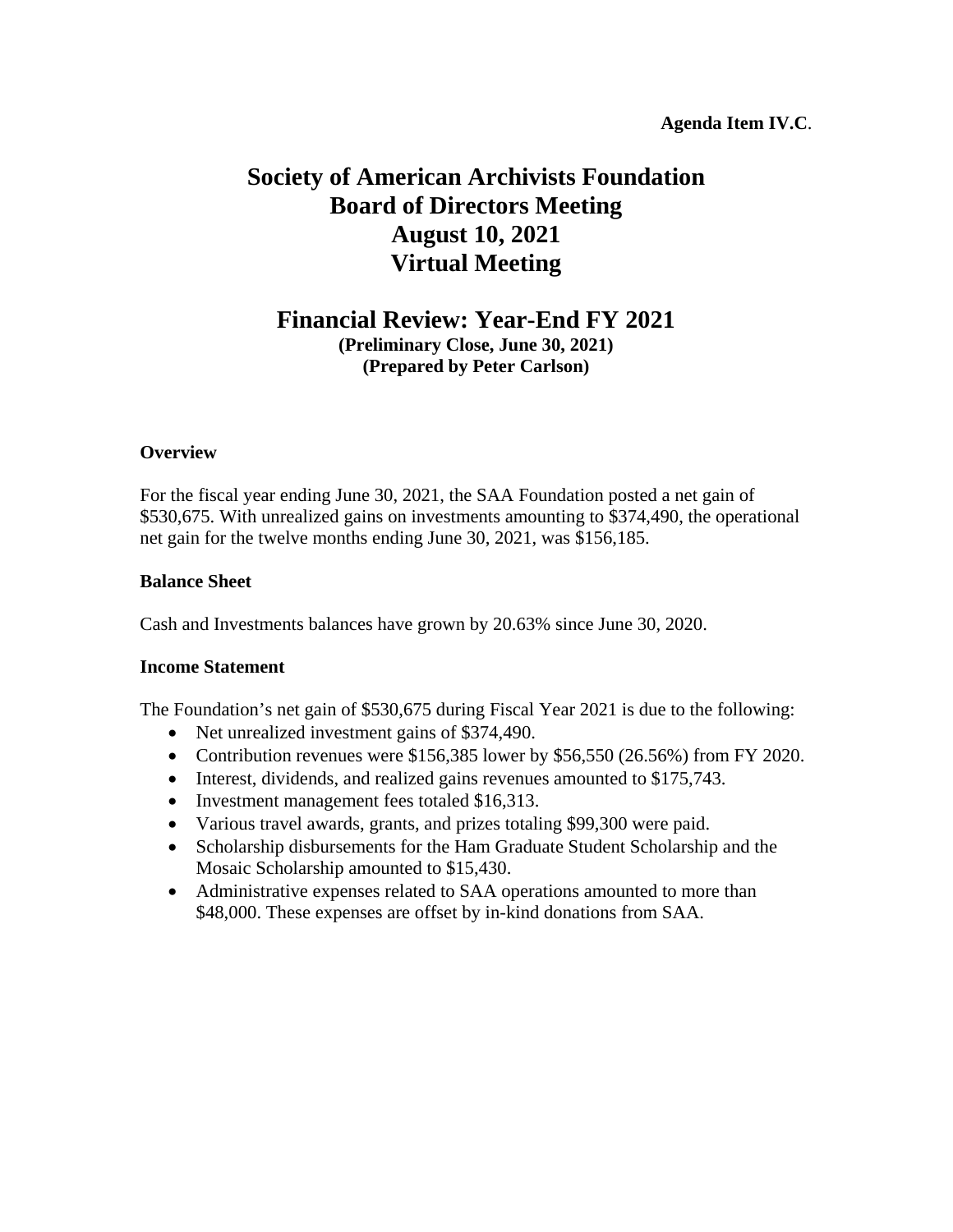**Agenda Item IV.C**.

# Society of American Archivists Foundation
# Board of Directors Meeting
# August 10, 2021
# Virtual Meeting

## Financial Review: Year-End FY 2021

**(Preliminary Close, June 30, 2021)**
**(Prepared by Peter Carlson)**

**Overview**

For the fiscal year ending June 30, 2021, the SAA Foundation posted a net gain of $530,675. With unrealized gains on investments amounting to $374,490, the operational net gain for the twelve months ending June 30, 2021, was $156,185.

**Balance Sheet**

Cash and Investments balances have grown by 20.63% since June 30, 2020.

**Income Statement**

The Foundation's net gain of $530,675 during Fiscal Year 2021 is due to the following:

- Net unrealized investment gains of $374,490.
- Contribution revenues were $156,385 lower by $56,550 (26.56%) from FY 2020.
- Interest, dividends, and realized gains revenues amounted to $175,743.
- Investment management fees totaled $16,313.
- Various travel awards, grants, and prizes totaling $99,300 were paid.
- Scholarship disbursements for the Ham Graduate Student Scholarship and the Mosaic Scholarship amounted to $15,430.
- Administrative expenses related to SAA operations amounted to more than $48,000. These expenses are offset by in-kind donations from SAA.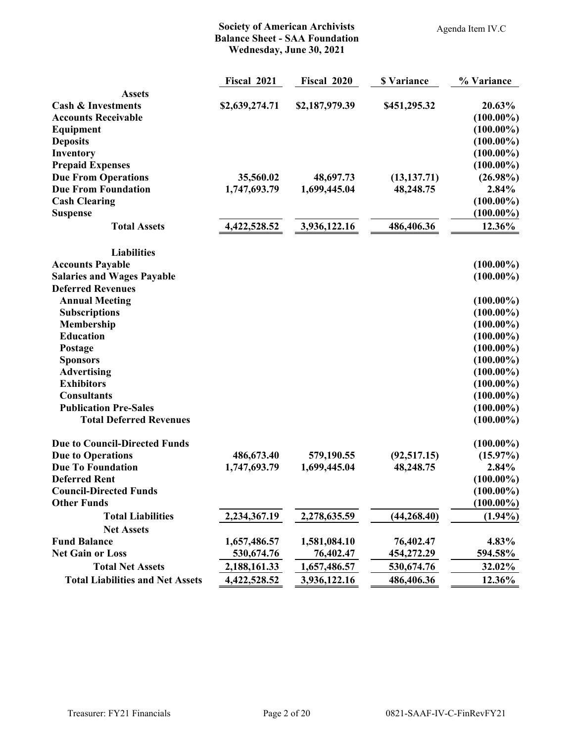**Society of American Archivists**
**Balance Sheet - SAA Foundation**
**Wednesday, June 30, 2021**

Agenda Item IV.C

| | Fiscal 2021 | Fiscal 2020 | $ Variance | % Variance |
|---|---|---|---|---|
| **Assets** | | | | |
| **Cash & Investments** | $2,639,274.71 | $2,187,979.39 | $451,295.32 | 20.63% |
| **Accounts Receivable** | | | | (100.00%) |
| **Equipment** | | | | (100.00%) |
| **Deposits** | | | | (100.00%) |
| **Inventory** | | | | (100.00%) |
| **Prepaid Expenses** | | | | (100.00%) |
| **Due From Operations** | 35,560.02 | 48,697.73 | (13,137.71) | (26.98%) |
| **Due From Foundation** | 1,747,693.79 | 1,699,445.04 | 48,248.75 | 2.84% |
| **Cash Clearing** | | | | (100.00%) |
| **Suspense** | | | | (100.00%) |
| **Total Assets** | 4,422,528.52 | 3,936,122.16 | 486,406.36 | 12.36% |
| **Liabilities** | | | | |
| **Accounts Payable** | | | | (100.00%) |
| **Salaries and Wages Payable** | | | | (100.00%) |
| **Deferred Revenues** | | | | |
| Annual Meeting | | | | (100.00%) |
| Subscriptions | | | | (100.00%) |
| Membership | | | | (100.00%) |
| Education | | | | (100.00%) |
| Postage | | | | (100.00%) |
| Sponsors | | | | (100.00%) |
| Advertising | | | | (100.00%) |
| Exhibitors | | | | (100.00%) |
| Consultants | | | | (100.00%) |
| Publication Pre-Sales | | | | (100.00%) |
| **Total Deferred Revenues** | | | | (100.00%) |
| **Due to Council-Directed Funds** | | | | (100.00%) |
| **Due to Operations** | 486,673.40 | 579,190.55 | (92,517.15) | (15.97%) |
| **Due To Foundation** | 1,747,693.79 | 1,699,445.04 | 48,248.75 | 2.84% |
| **Deferred Rent** | | | | (100.00%) |
| **Council-Directed Funds** | | | | (100.00%) |
| **Other Funds** | | | | (100.00%) |
| **Total Liabilities** | 2,234,367.19 | 2,278,635.59 | (44,268.40) | (1.94%) |
| **Net Assets** | | | | |
| **Fund Balance** | 1,657,486.57 | 1,581,084.10 | 76,402.47 | 4.83% |
| **Net Gain or Loss** | 530,674.76 | 76,402.47 | 454,272.29 | 594.58% |
| **Total Net Assets** | 2,188,161.33 | 1,657,486.57 | 530,674.76 | 32.02% |
| **Total Liabilities and Net Assets** | 4,422,528.52 | 3,936,122.16 | 486,406.36 | 12.36% |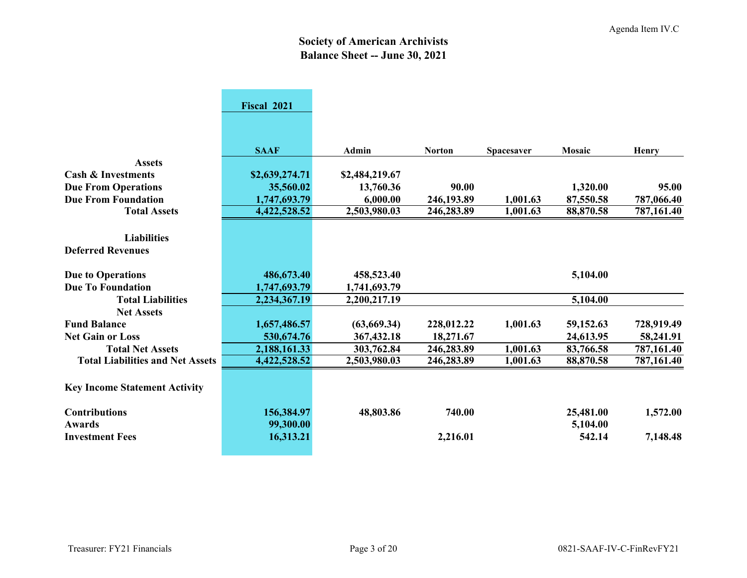Agenda Item IV.C

# Society of American Archivists
## Balance Sheet -- June 30, 2021

| | Fiscal 2021 | | | | | |
|---|---|---|---|---|---|---|
| | **SAAF** | **Admin** | **Norton** | **Spacesaver** | **Mosaic** | **Henry** |
| **Assets** | | | | | | |
| **Cash & Investments** | $2,639,274.71 | $2,484,219.67 | | | | |
| **Due From Operations** | 35,560.02 | 13,760.36 | 90.00 | | 1,320.00 | 95.00 |
| **Due From Foundation** | 1,747,693.79 | 6,000.00 | 246,193.89 | 1,001.63 | 87,550.58 | 787,066.40 |
| **Total Assets** | 4,422,528.52 | 2,503,980.03 | 246,283.89 | 1,001.63 | 88,870.58 | 787,161.40 |
| **Liabilities** | | | | | | |
| **Deferred Revenues** | | | | | | |
| **Due to Operations** | 486,673.40 | 458,523.40 | | | 5,104.00 | |
| **Due To Foundation** | 1,747,693.79 | 1,741,693.79 | | | | |
| **Total Liabilities** | 2,234,367.19 | 2,200,217.19 | | | 5,104.00 | |
| **Net Assets** | | | | | | |
| **Fund Balance** | 1,657,486.57 | (63,669.34) | 228,012.22 | 1,001.63 | 59,152.63 | 728,919.49 |
| **Net Gain or Loss** | 530,674.76 | 367,432.18 | 18,271.67 | | 24,613.95 | 58,241.91 |
| **Total Net Assets** | 2,188,161.33 | 303,762.84 | 246,283.89 | 1,001.63 | 83,766.58 | 787,161.40 |
| **Total Liabilities and Net Assets** | 4,422,528.52 | 2,503,980.03 | 246,283.89 | 1,001.63 | 88,870.58 | 787,161.40 |
| **Key Income Statement Activity** | | | | | | |
| **Contributions** | 156,384.97 | 48,803.86 | 740.00 | | 25,481.00 | 1,572.00 |
| **Awards** | 99,300.00 | | | | 5,104.00 | |
| **Investment Fees** | 16,313.21 | | 2,216.01 | | 542.14 | 7,148.48 |

Treasurer: FY21 Financials

0821-SAAF-IV-C-FinRevFY21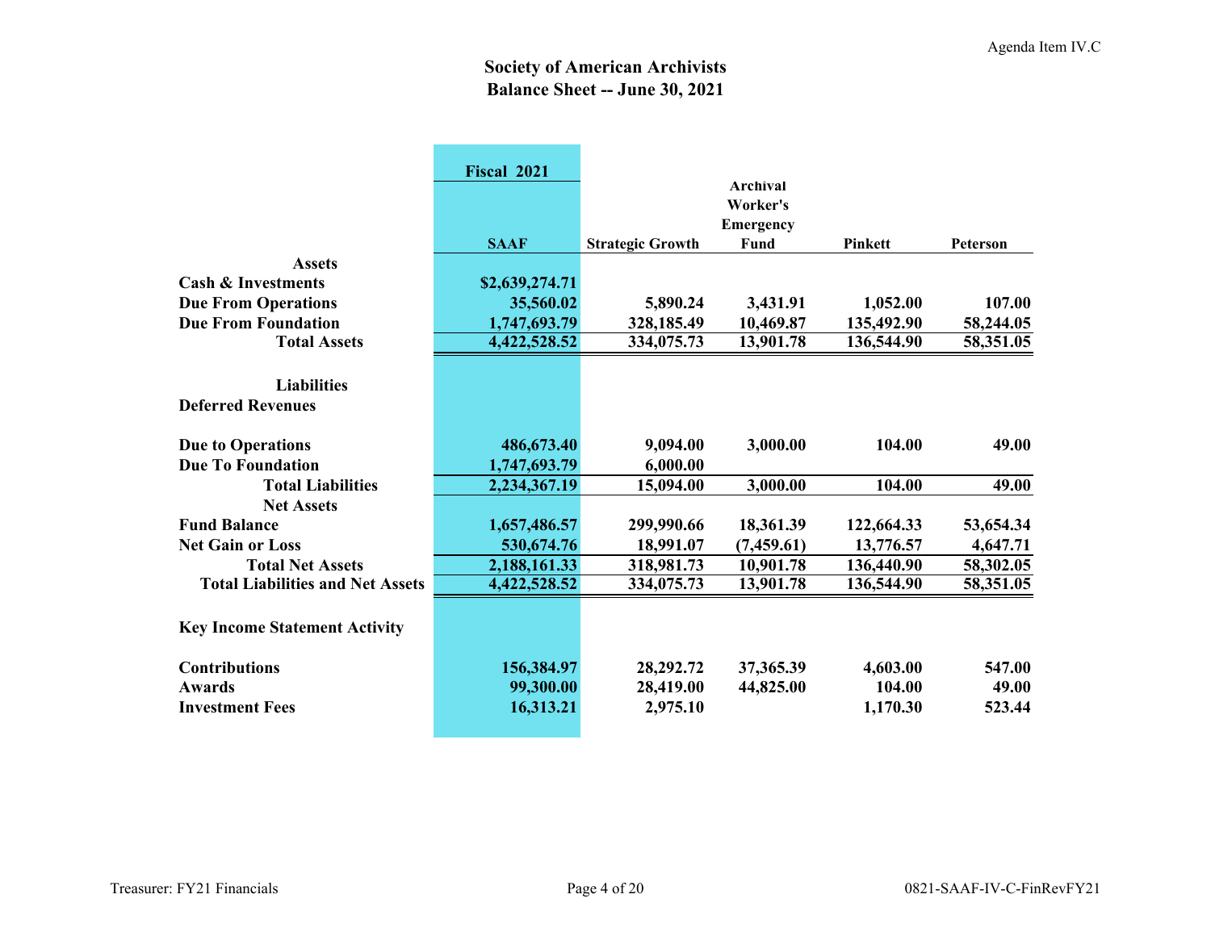Agenda Item IV.C

# Society of American Archivists
## Balance Sheet -- June 30, 2021

| | Fiscal 2021 | | | | |
|---|---|---|---|---|---|
| | SAAF | Strategic Growth | Archival Worker's Emergency Fund | Pinkett | Peterson |
| **Assets** | | | | | |
| **Cash & Investments** | $2,639,274.71 | | | | |
| **Due From Operations** | 35,560.02 | 5,890.24 | 3,431.91 | 1,052.00 | 107.00 |
| **Due From Foundation** | 1,747,693.79 | 328,185.49 | 10,469.87 | 135,492.90 | 58,244.05 |
| **Total Assets** | 4,422,528.52 | 334,075.73 | 13,901.78 | 136,544.90 | 58,351.05 |
| **Liabilities** | | | | | |
| **Deferred Revenues** | | | | | |
| **Due to Operations** | 486,673.40 | 9,094.00 | 3,000.00 | 104.00 | 49.00 |
| **Due To Foundation** | 1,747,693.79 | 6,000.00 | | | |
| **Total Liabilities** | 2,234,367.19 | 15,094.00 | 3,000.00 | 104.00 | 49.00 |
| **Net Assets** | | | | | |
| **Fund Balance** | 1,657,486.57 | 299,990.66 | 18,361.39 | 122,664.33 | 53,654.34 |
| **Net Gain or Loss** | 530,674.76 | 18,991.07 | (7,459.61) | 13,776.57 | 4,647.71 |
| **Total Net Assets** | 2,188,161.33 | 318,981.73 | 10,901.78 | 136,440.90 | 58,302.05 |
| **Total Liabilities and Net Assets** | 4,422,528.52 | 334,075.73 | 13,901.78 | 136,544.90 | 58,351.05 |
| **Key Income Statement Activity** | | | | | |
| **Contributions** | 156,384.97 | 28,292.72 | 37,365.39 | 4,603.00 | 547.00 |
| **Awards** | 99,300.00 | 28,419.00 | 44,825.00 | 104.00 | 49.00 |
| **Investment Fees** | 16,313.21 | 2,975.10 | | 1,170.30 | 523.44 |

Treasurer: FY21 Financials

0821-SAAF-IV-C-FinRevFY21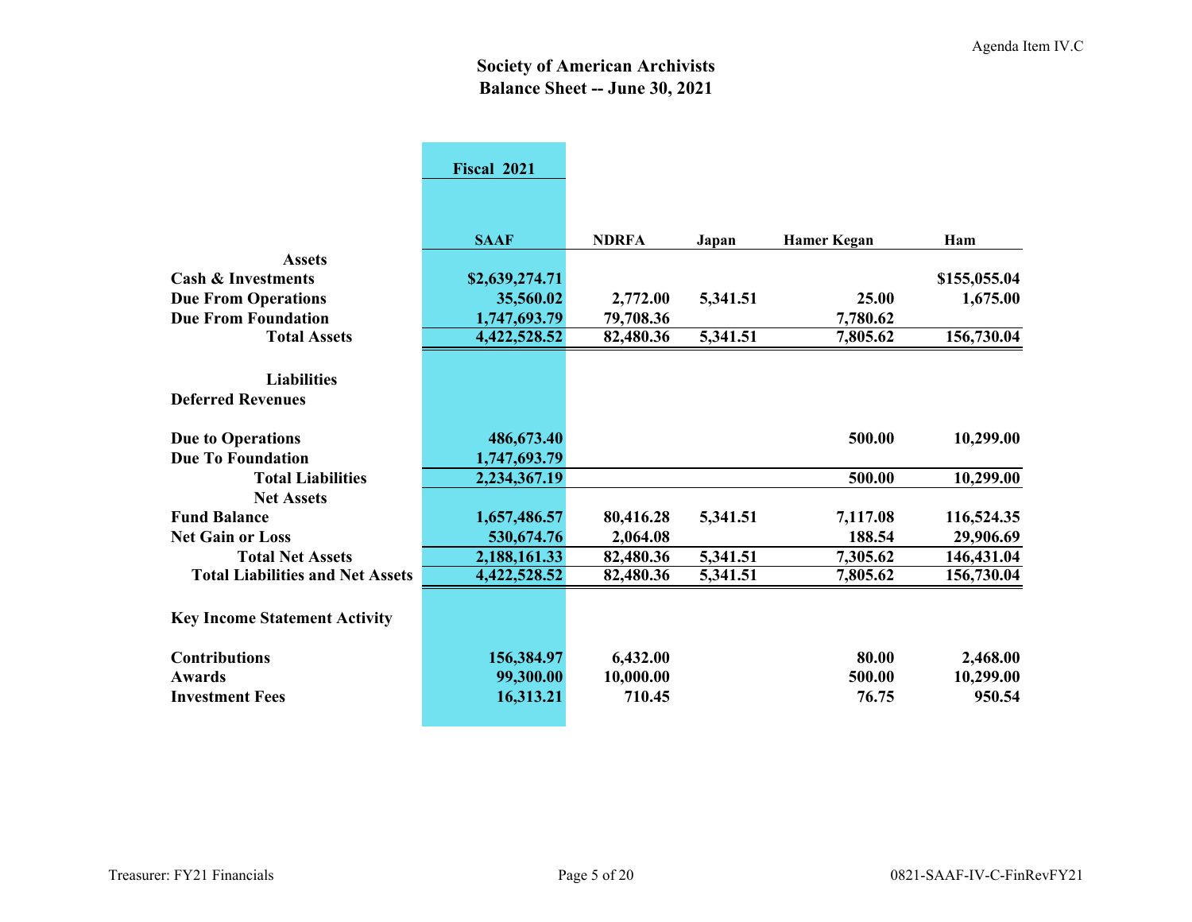# Society of American Archivists
## Balance Sheet -- June 30, 2021

| | Fiscal 2021 | | | | |
|---|---|---|---|---|---|
| | **SAAF** | **NDRFA** | **Japan** | **Hamer Kegan** | **Ham** |
| **Assets** | | | | | |
| **Cash & Investments** | **$2,639,274.71** | | | | **$155,055.04** |
| **Due From Operations** | **35,560.02** | **2,772.00** | **5,341.51** | **25.00** | **1,675.00** |
| **Due From Foundation** | **1,747,693.79** | **79,708.36** | | **7,780.62** | |
| **Total Assets** | **4,422,528.52** | **82,480.36** | **5,341.51** | **7,805.62** | **156,730.04** |
| **Liabilities** | | | | | |
| **Deferred Revenues** | | | | | |
| **Due to Operations** | **486,673.40** | | | **500.00** | **10,299.00** |
| **Due To Foundation** | **1,747,693.79** | | | | |
| **Total Liabilities** | **2,234,367.19** | | | **500.00** | **10,299.00** |
| **Net Assets** | | | | | |
| **Fund Balance** | **1,657,486.57** | **80,416.28** | **5,341.51** | **7,117.08** | **116,524.35** |
| **Net Gain or Loss** | **530,674.76** | **2,064.08** | | **188.54** | **29,906.69** |
| **Total Net Assets** | **2,188,161.33** | **82,480.36** | **5,341.51** | **7,305.62** | **146,431.04** |
| **Total Liabilities and Net Assets** | **4,422,528.52** | **82,480.36** | **5,341.51** | **7,805.62** | **156,730.04** |
| **Key Income Statement Activity** | | | | | |
| **Contributions** | **156,384.97** | **6,432.00** | | **80.00** | **2,468.00** |
| **Awards** | **99,300.00** | **10,000.00** | | **500.00** | **10,299.00** |
| **Investment Fees** | **16,313.21** | **710.45** | | **76.75** | **950.54** |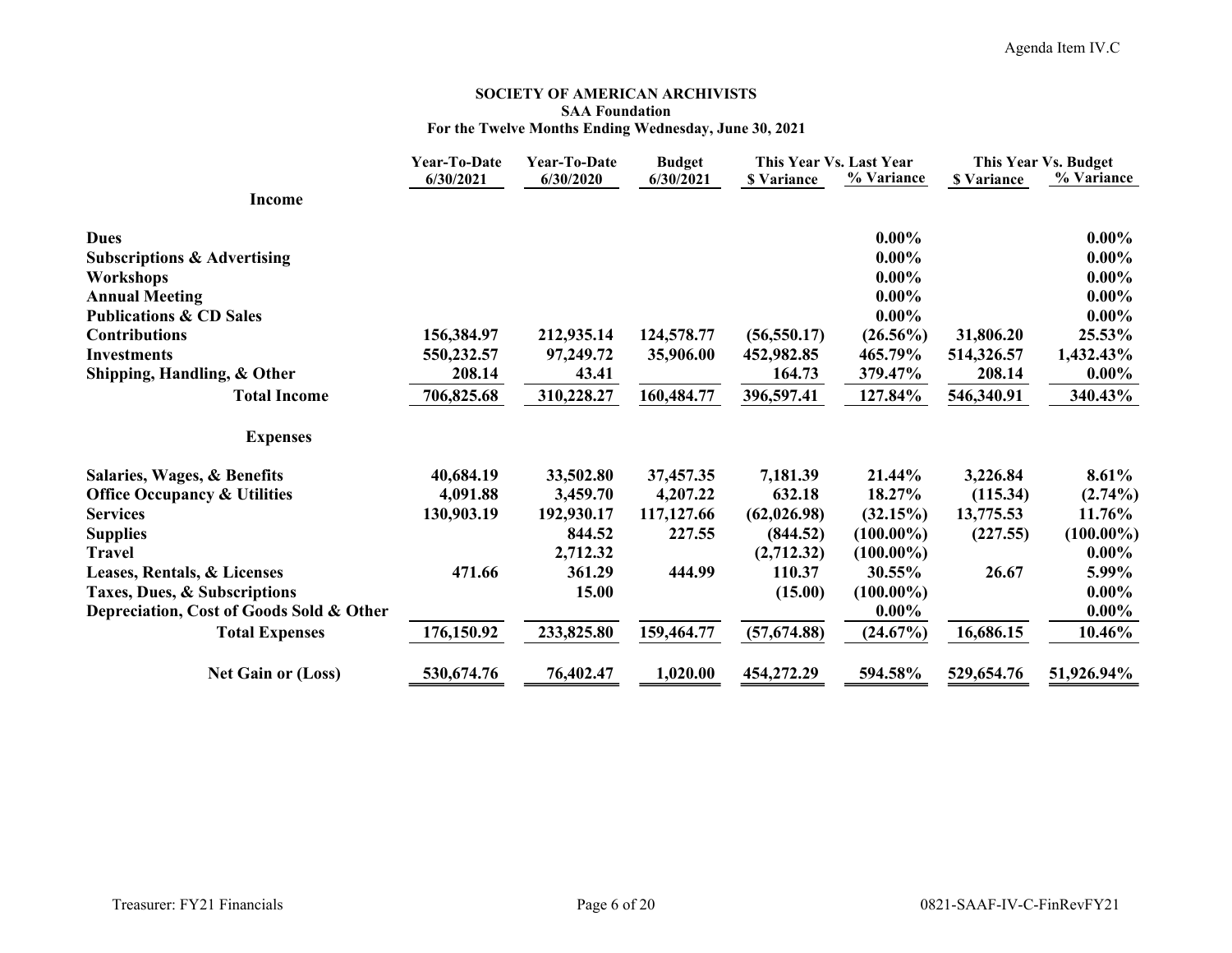Agenda Item IV.C

**SOCIETY OF AMERICAN ARCHIVISTS**
**SAA Foundation**
**For the Twelve Months Ending Wednesday, June 30, 2021**

| | Year-To-Date 6/30/2021 | Year-To-Date 6/30/2020 | Budget 6/30/2021 | This Year Vs. Last Year | | This Year Vs. Budget | |
|---|---|---|---|---|---|---|---|
| | | | | $ Variance | % Variance | $ Variance | % Variance |
| **Income** | | | | | | | |
| **Dues** | | | | | 0.00% | | 0.00% |
| **Subscriptions & Advertising** | | | | | 0.00% | | 0.00% |
| **Workshops** | | | | | 0.00% | | 0.00% |
| **Annual Meeting** | | | | | 0.00% | | 0.00% |
| **Publications & CD Sales** | | | | | 0.00% | | 0.00% |
| **Contributions** | 156,384.97 | 212,935.14 | 124,578.77 | (56,550.17) | (26.56%) | 31,806.20 | 25.53% |
| **Investments** | 550,232.57 | 97,249.72 | 35,906.00 | 452,982.85 | 465.79% | 514,326.57 | 1,432.43% |
| **Shipping, Handling, & Other** | 208.14 | 43.41 | | 164.73 | 379.47% | 208.14 | 0.00% |
| **Total Income** | 706,825.68 | 310,228.27 | 160,484.77 | 396,597.41 | 127.84% | 546,340.91 | 340.43% |
| **Expenses** | | | | | | | |
| **Salaries, Wages, & Benefits** | 40,684.19 | 33,502.80 | 37,457.35 | 7,181.39 | 21.44% | 3,226.84 | 8.61% |
| **Office Occupancy & Utilities** | 4,091.88 | 3,459.70 | 4,207.22 | 632.18 | 18.27% | (115.34) | (2.74%) |
| **Services** | 130,903.19 | 192,930.17 | 117,127.66 | (62,026.98) | (32.15%) | 13,775.53 | 11.76% |
| **Supplies** | | 844.52 | 227.55 | (844.52) | (100.00%) | (227.55) | (100.00%) |
| **Travel** | | 2,712.32 | | (2,712.32) | (100.00%) | | 0.00% |
| **Leases, Rentals, & Licenses** | 471.66 | 361.29 | 444.99 | 110.37 | 30.55% | 26.67 | 5.99% |
| **Taxes, Dues, & Subscriptions** | | 15.00 | | (15.00) | (100.00%) | | 0.00% |
| **Depreciation, Cost of Goods Sold & Other** | | | | | 0.00% | | 0.00% |
| **Total Expenses** | 176,150.92 | 233,825.80 | 159,464.77 | (57,674.88) | (24.67%) | 16,686.15 | 10.46% |
| **Net Gain or (Loss)** | 530,674.76 | 76,402.47 | 1,020.00 | 454,272.29 | 594.58% | 529,654.76 | 51,926.94% |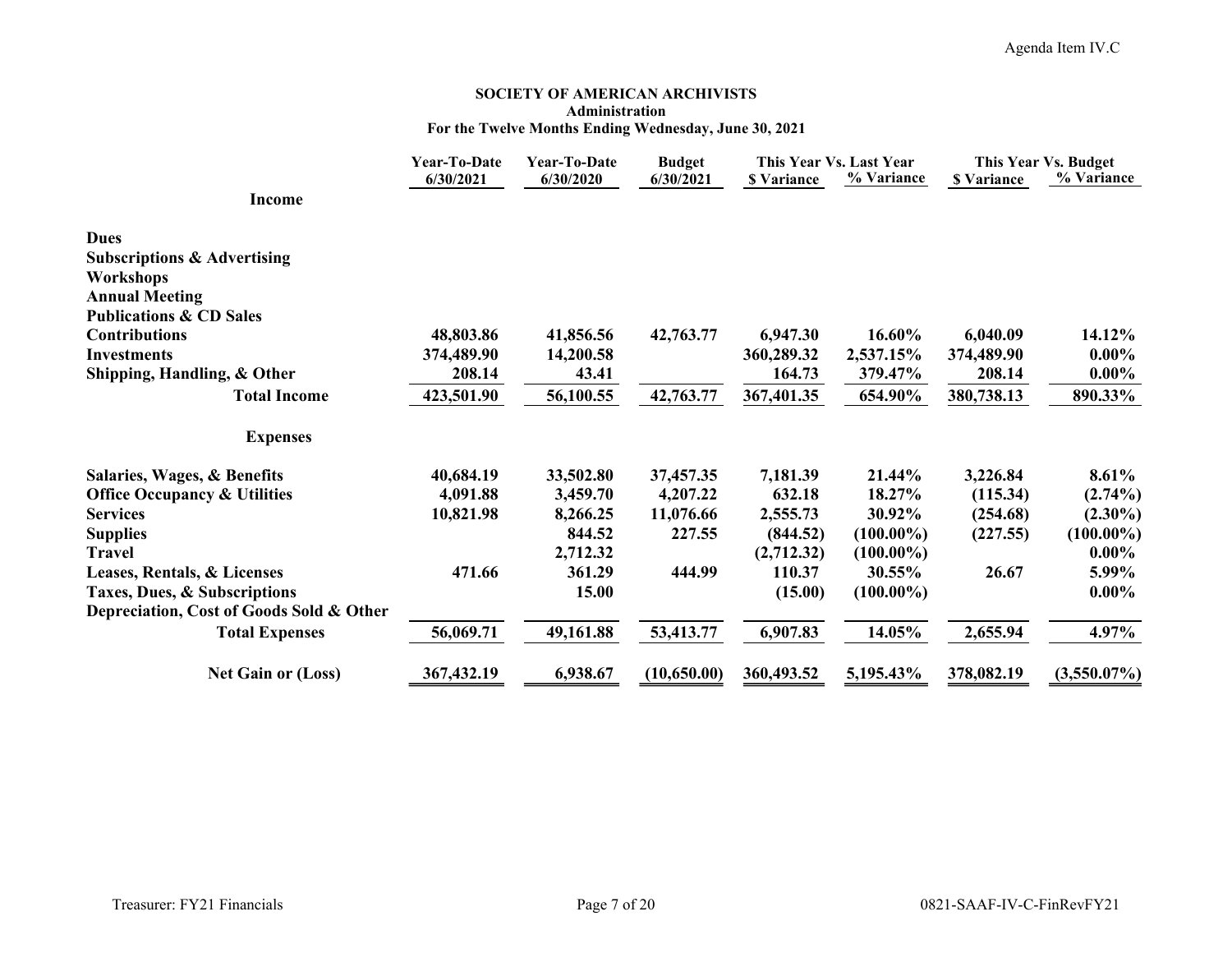**SOCIETY OF AMERICAN ARCHIVISTS**
**Administration**
**For the Twelve Months Ending Wednesday, June 30, 2021**

| | Year-To-Date 6/30/2021 | Year-To-Date 6/30/2020 | Budget 6/30/2021 | This Year Vs. Last Year $ Variance | This Year Vs. Last Year % Variance | This Year Vs. Budget $ Variance | This Year Vs. Budget % Variance |
|---|---|---|---|---|---|---|---|
| **Income** | | | | | | | |
| **Dues** | | | | | | | |
| **Subscriptions & Advertising** | | | | | | | |
| **Workshops** | | | | | | | |
| **Annual Meeting** | | | | | | | |
| **Publications & CD Sales** | | | | | | | |
| **Contributions** | 48,803.86 | 41,856.56 | 42,763.77 | 6,947.30 | 16.60% | 6,040.09 | 14.12% |
| **Investments** | 374,489.90 | 14,200.58 | | 360,289.32 | 2,537.15% | 374,489.90 | 0.00% |
| **Shipping, Handling, & Other** | 208.14 | 43.41 | | 164.73 | 379.47% | 208.14 | 0.00% |
| **Total Income** | 423,501.90 | 56,100.55 | 42,763.77 | 367,401.35 | 654.90% | 380,738.13 | 890.33% |
| **Expenses** | | | | | | | |
| **Salaries, Wages, & Benefits** | 40,684.19 | 33,502.80 | 37,457.35 | 7,181.39 | 21.44% | 3,226.84 | 8.61% |
| **Office Occupancy & Utilities** | 4,091.88 | 3,459.70 | 4,207.22 | 632.18 | 18.27% | (115.34) | (2.74%) |
| **Services** | 10,821.98 | 8,266.25 | 11,076.66 | 2,555.73 | 30.92% | (254.68) | (2.30%) |
| **Supplies** | | 844.52 | 227.55 | (844.52) | (100.00%) | (227.55) | (100.00%) |
| **Travel** | | 2,712.32 | | (2,712.32) | (100.00%) | | 0.00% |
| **Leases, Rentals, & Licenses** | 471.66 | 361.29 | 444.99 | 110.37 | 30.55% | 26.67 | 5.99% |
| **Taxes, Dues, & Subscriptions** | | 15.00 | | (15.00) | (100.00%) | | 0.00% |
| **Depreciation, Cost of Goods Sold & Other** | | | | | | | |
| **Total Expenses** | 56,069.71 | 49,161.88 | 53,413.77 | 6,907.83 | 14.05% | 2,655.94 | 4.97% |
| **Net Gain or (Loss)** | 367,432.19 | 6,938.67 | (10,650.00) | 360,493.52 | 5,195.43% | 378,082.19 | (3,550.07%) |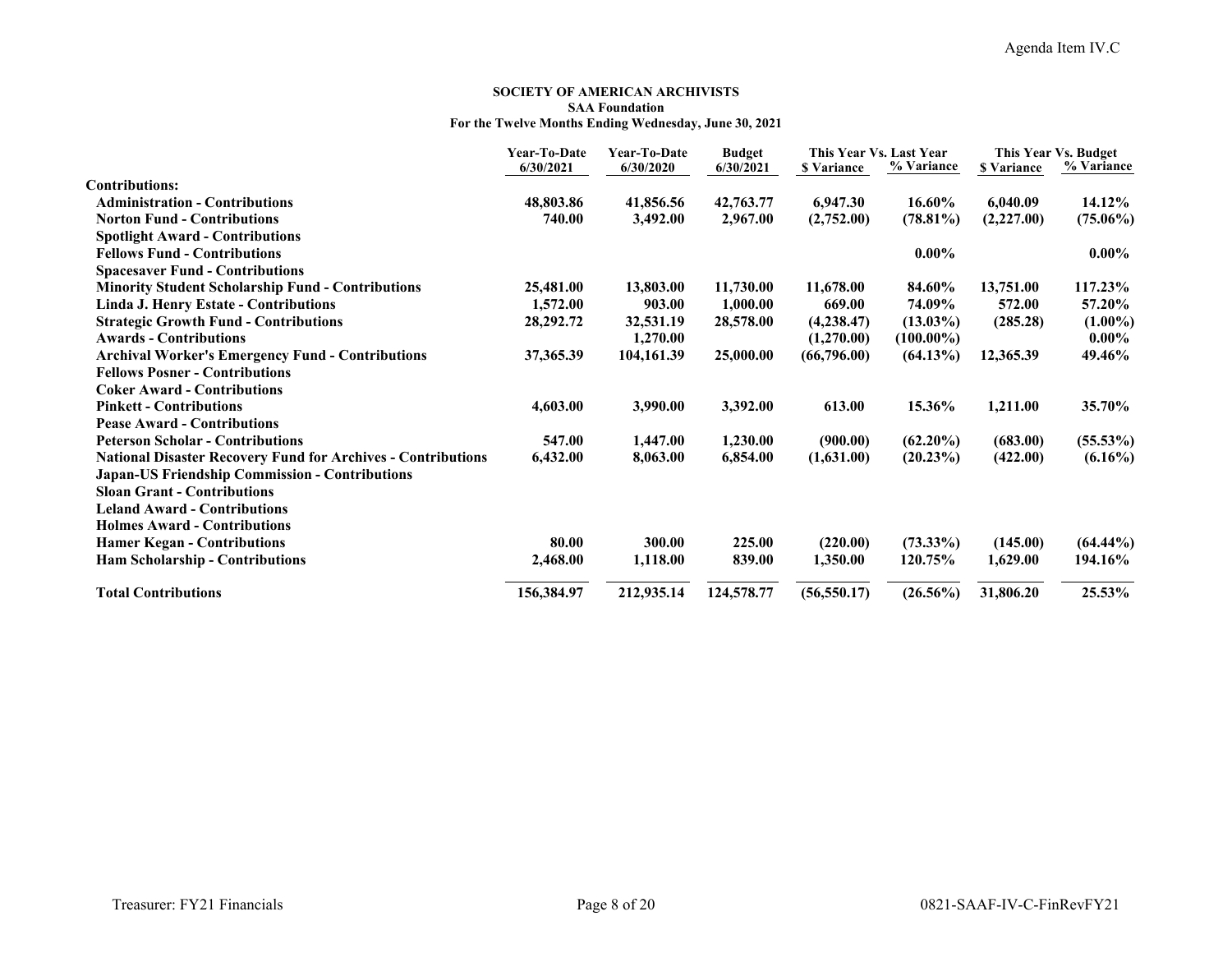**SOCIETY OF AMERICAN ARCHIVISTS**
**SAA Foundation**
**For the Twelve Months Ending Wednesday, June 30, 2021**

| | Year-To-Date 6/30/2021 | Year-To-Date 6/30/2020 | Budget 6/30/2021 | This Year Vs. Last Year $ Variance | This Year Vs. Last Year % Variance | This Year Vs. Budget $ Variance | This Year Vs. Budget % Variance |
|---|---|---|---|---|---|---|---|
| **Contributions:** | | | | | | | |
| **Administration - Contributions** | **48,803.86** | **41,856.56** | **42,763.77** | **6,947.30** | **16.60%** | **6,040.09** | **14.12%** |
| **Norton Fund - Contributions** | **740.00** | **3,492.00** | **2,967.00** | **(2,752.00)** | **(78.81%)** | **(2,227.00)** | **(75.06%)** |
| **Spotlight Award - Contributions** | | | | | | | |
| **Fellows Fund - Contributions** | | | | | **0.00%** | | **0.00%** |
| **Spacesaver Fund - Contributions** | | | | | | | |
| **Minority Student Scholarship Fund - Contributions** | **25,481.00** | **13,803.00** | **11,730.00** | **11,678.00** | **84.60%** | **13,751.00** | **117.23%** |
| **Linda J. Henry Estate - Contributions** | **1,572.00** | **903.00** | **1,000.00** | **669.00** | **74.09%** | **572.00** | **57.20%** |
| **Strategic Growth Fund - Contributions** | **28,292.72** | **32,531.19** | **28,578.00** | **(4,238.47)** | **(13.03%)** | **(285.28)** | **(1.00%)** |
| **Awards - Contributions** | | **1,270.00** | | **(1,270.00)** | **(100.00%)** | | **0.00%** |
| **Archival Worker's Emergency Fund - Contributions** | **37,365.39** | **104,161.39** | **25,000.00** | **(66,796.00)** | **(64.13%)** | **12,365.39** | **49.46%** |
| **Fellows Posner - Contributions** | | | | | | | |
| **Coker Award - Contributions** | | | | | | | |
| **Pinkett - Contributions** | **4,603.00** | **3,990.00** | **3,392.00** | **613.00** | **15.36%** | **1,211.00** | **35.70%** |
| **Pease Award - Contributions** | | | | | | | |
| **Peterson Scholar - Contributions** | **547.00** | **1,447.00** | **1,230.00** | **(900.00)** | **(62.20%)** | **(683.00)** | **(55.53%)** |
| **National Disaster Recovery Fund for Archives - Contributions** | **6,432.00** | **8,063.00** | **6,854.00** | **(1,631.00)** | **(20.23%)** | **(422.00)** | **(6.16%)** |
| **Japan-US Friendship Commission - Contributions** | | | | | | | |
| **Sloan Grant - Contributions** | | | | | | | |
| **Leland Award - Contributions** | | | | | | | |
| **Holmes Award - Contributions** | | | | | | | |
| **Hamer Kegan - Contributions** | **80.00** | **300.00** | **225.00** | **(220.00)** | **(73.33%)** | **(145.00)** | **(64.44%)** |
| **Ham Scholarship - Contributions** | **2,468.00** | **1,118.00** | **839.00** | **1,350.00** | **120.75%** | **1,629.00** | **194.16%** |
| **Total Contributions** | **156,384.97** | **212,935.14** | **124,578.77** | **(56,550.17)** | **(26.56%)** | **31,806.20** | **25.53%** |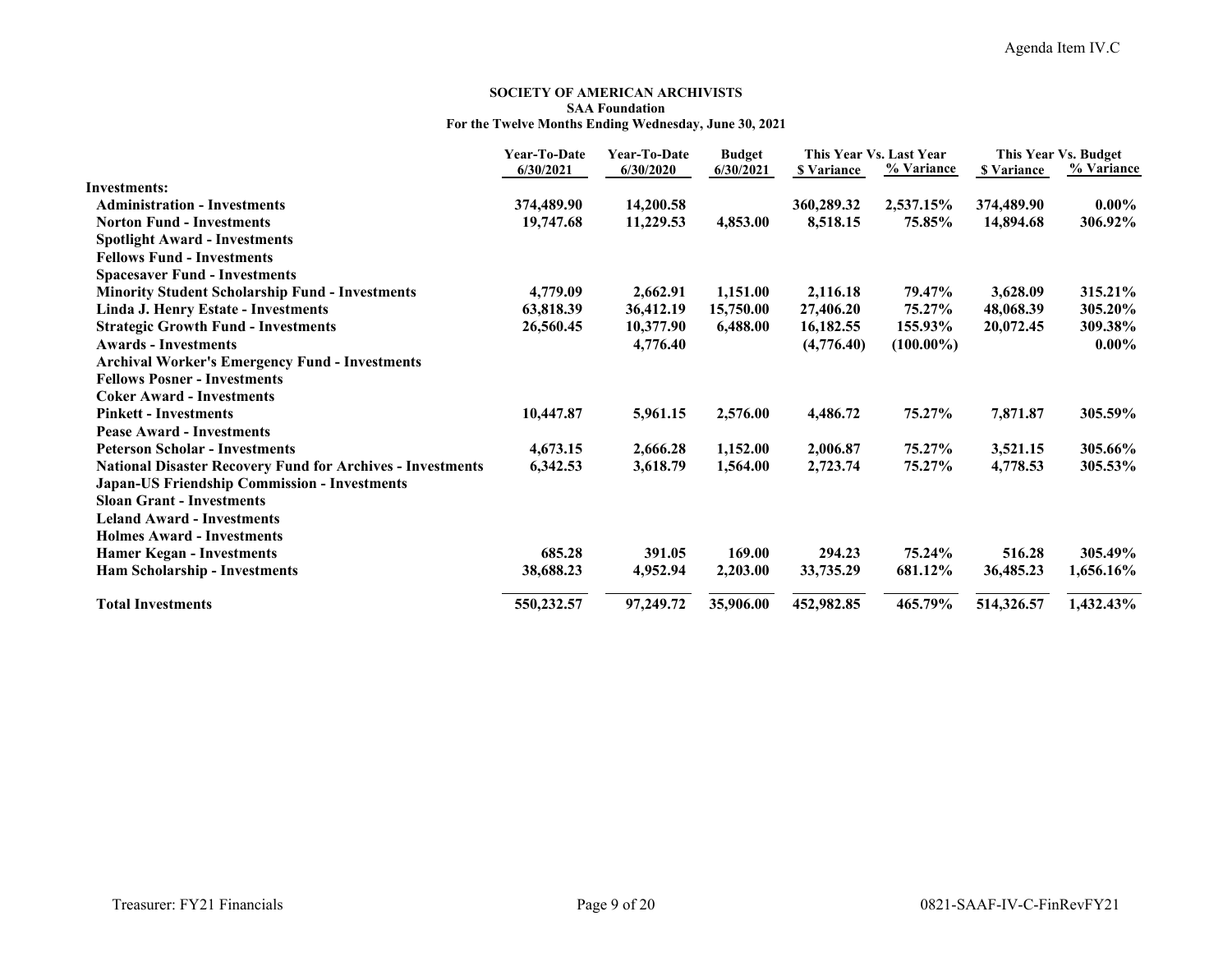Agenda Item IV.C

**SOCIETY OF AMERICAN ARCHIVISTS**
**SAA Foundation**
**For the Twelve Months Ending Wednesday, June 30, 2021**

| | Year-To-Date 6/30/2021 | Year-To-Date 6/30/2020 | Budget 6/30/2021 | This Year Vs. Last Year | | This Year Vs. Budget | |
|---|---|---|---|---|---|---|---|
| | | | | $ Variance | % Variance | $ Variance | % Variance |
| **Investments:** | | | | | | | |
| **Administration - Investments** | 374,489.90 | 14,200.58 | | 360,289.32 | 2,537.15% | 374,489.90 | 0.00% |
| **Norton Fund - Investments** | 19,747.68 | 11,229.53 | 4,853.00 | 8,518.15 | 75.85% | 14,894.68 | 306.92% |
| **Spotlight Award - Investments** | | | | | | | |
| **Fellows Fund - Investments** | | | | | | | |
| **Spacesaver Fund - Investments** | | | | | | | |
| **Minority Student Scholarship Fund - Investments** | 4,779.09 | 2,662.91 | 1,151.00 | 2,116.18 | 79.47% | 3,628.09 | 315.21% |
| **Linda J. Henry Estate - Investments** | 63,818.39 | 36,412.19 | 15,750.00 | 27,406.20 | 75.27% | 48,068.39 | 305.20% |
| **Strategic Growth Fund - Investments** | 26,560.45 | 10,377.90 | 6,488.00 | 16,182.55 | 155.93% | 20,072.45 | 309.38% |
| **Awards - Investments** | | 4,776.40 | | (4,776.40) | (100.00%) | | 0.00% |
| **Archival Worker's Emergency Fund - Investments** | | | | | | | |
| **Fellows Posner - Investments** | | | | | | | |
| **Coker Award - Investments** | | | | | | | |
| **Pinkett - Investments** | 10,447.87 | 5,961.15 | 2,576.00 | 4,486.72 | 75.27% | 7,871.87 | 305.59% |
| **Pease Award - Investments** | | | | | | | |
| **Peterson Scholar - Investments** | 4,673.15 | 2,666.28 | 1,152.00 | 2,006.87 | 75.27% | 3,521.15 | 305.66% |
| **National Disaster Recovery Fund for Archives - Investments** | 6,342.53 | 3,618.79 | 1,564.00 | 2,723.74 | 75.27% | 4,778.53 | 305.53% |
| **Japan-US Friendship Commission - Investments** | | | | | | | |
| **Sloan Grant - Investments** | | | | | | | |
| **Leland Award - Investments** | | | | | | | |
| **Holmes Award - Investments** | | | | | | | |
| **Hamer Kegan - Investments** | 685.28 | 391.05 | 169.00 | 294.23 | 75.24% | 516.28 | 305.49% |
| **Ham Scholarship - Investments** | 38,688.23 | 4,952.94 | 2,203.00 | 33,735.29 | 681.12% | 36,485.23 | 1,656.16% |
| **Total Investments** | 550,232.57 | 97,249.72 | 35,906.00 | 452,982.85 | 465.79% | 514,326.57 | 1,432.43% |

Treasurer: FY21 Financials

0821-SAAF-IV-C-FinRevFY21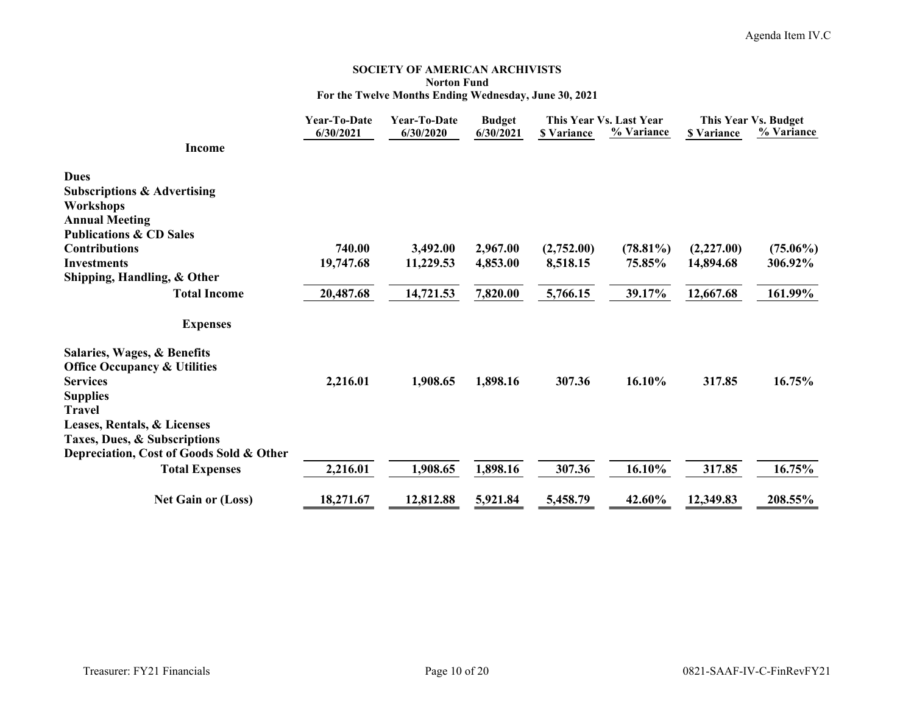Agenda Item IV.C

**SOCIETY OF AMERICAN ARCHIVISTS**
**Norton Fund**
**For the Twelve Months Ending Wednesday, June 30, 2021**

| | Year-To-Date 6/30/2021 | Year-To-Date 6/30/2020 | Budget 6/30/2021 | This Year Vs. Last Year $ Variance | This Year Vs. Last Year % Variance | This Year Vs. Budget $ Variance | This Year Vs. Budget % Variance |
|---|---|---|---|---|---|---|---|
| **Income** | | | | | | | |
| **Dues** | | | | | | | |
| **Subscriptions & Advertising** | | | | | | | |
| **Workshops** | | | | | | | |
| **Annual Meeting** | | | | | | | |
| **Publications & CD Sales** | | | | | | | |
| **Contributions** | 740.00 | 3,492.00 | 2,967.00 | (2,752.00) | (78.81%) | (2,227.00) | (75.06%) |
| **Investments** | 19,747.68 | 11,229.53 | 4,853.00 | 8,518.15 | 75.85% | 14,894.68 | 306.92% |
| **Shipping, Handling, & Other** | | | | | | | |
| **Total Income** | 20,487.68 | 14,721.53 | 7,820.00 | 5,766.15 | 39.17% | 12,667.68 | 161.99% |
| **Expenses** | | | | | | | |
| **Salaries, Wages, & Benefits** | | | | | | | |
| **Office Occupancy & Utilities** | | | | | | | |
| **Services** | 2,216.01 | 1,908.65 | 1,898.16 | 307.36 | 16.10% | 317.85 | 16.75% |
| **Supplies** | | | | | | | |
| **Travel** | | | | | | | |
| **Leases, Rentals, & Licenses** | | | | | | | |
| **Taxes, Dues, & Subscriptions** | | | | | | | |
| **Depreciation, Cost of Goods Sold & Other** | | | | | | | |
| **Total Expenses** | 2,216.01 | 1,908.65 | 1,898.16 | 307.36 | 16.10% | 317.85 | 16.75% |
| **Net Gain or (Loss)** | 18,271.67 | 12,812.88 | 5,921.84 | 5,458.79 | 42.60% | 12,349.83 | 208.55% |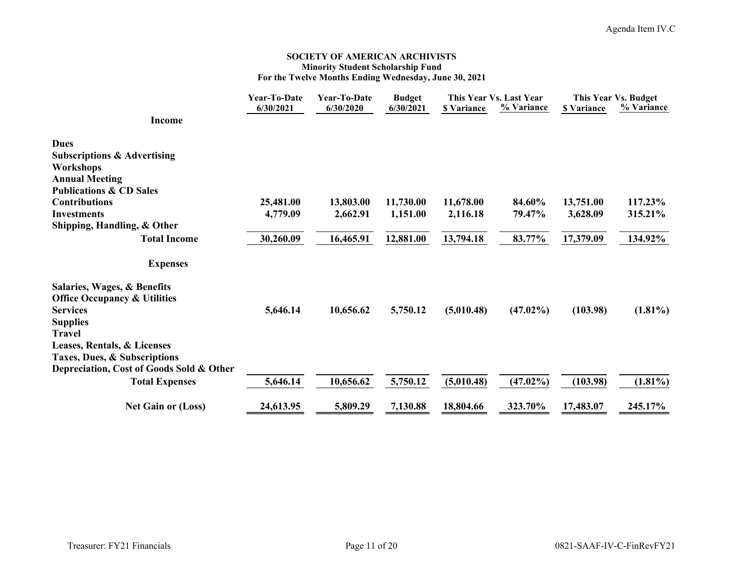**SOCIETY OF AMERICAN ARCHIVISTS**
**Minority Student Scholarship Fund**
**For the Twelve Months Ending Wednesday, June 30, 2021**

| | Year-To-Date 6/30/2021 | Year-To-Date 6/30/2020 | Budget 6/30/2021 | This Year Vs. Last Year | | This Year Vs. Budget | |
|---|---|---|---|---|---|---|---|
| | | | | $ Variance | % Variance | $ Variance | % Variance |
| **Income** | | | | | | | |
| **Dues** | | | | | | | |
| **Subscriptions & Advertising** | | | | | | | |
| **Workshops** | | | | | | | |
| **Annual Meeting** | | | | | | | |
| **Publications & CD Sales** | | | | | | | |
| **Contributions** | 25,481.00 | 13,803.00 | 11,730.00 | 11,678.00 | 84.60% | 13,751.00 | 117.23% |
| **Investments** | 4,779.09 | 2,662.91 | 1,151.00 | 2,116.18 | 79.47% | 3,628.09 | 315.21% |
| **Shipping, Handling, & Other** | | | | | | | |
| **Total Income** | 30,260.09 | 16,465.91 | 12,881.00 | 13,794.18 | 83.77% | 17,379.09 | 134.92% |
| **Expenses** | | | | | | | |
| **Salaries, Wages, & Benefits** | | | | | | | |
| **Office Occupancy & Utilities** | | | | | | | |
| **Services** | 5,646.14 | 10,656.62 | 5,750.12 | (5,010.48) | (47.02%) | (103.98) | (1.81%) |
| **Supplies** | | | | | | | |
| **Travel** | | | | | | | |
| **Leases, Rentals, & Licenses** | | | | | | | |
| **Taxes, Dues, & Subscriptions** | | | | | | | |
| **Depreciation, Cost of Goods Sold & Other** | | | | | | | |
| **Total Expenses** | 5,646.14 | 10,656.62 | 5,750.12 | (5,010.48) | (47.02%) | (103.98) | (1.81%) |
| **Net Gain or (Loss)** | 24,613.95 | 5,809.29 | 7,130.88 | 18,804.66 | 323.70% | 17,483.07 | 245.17% |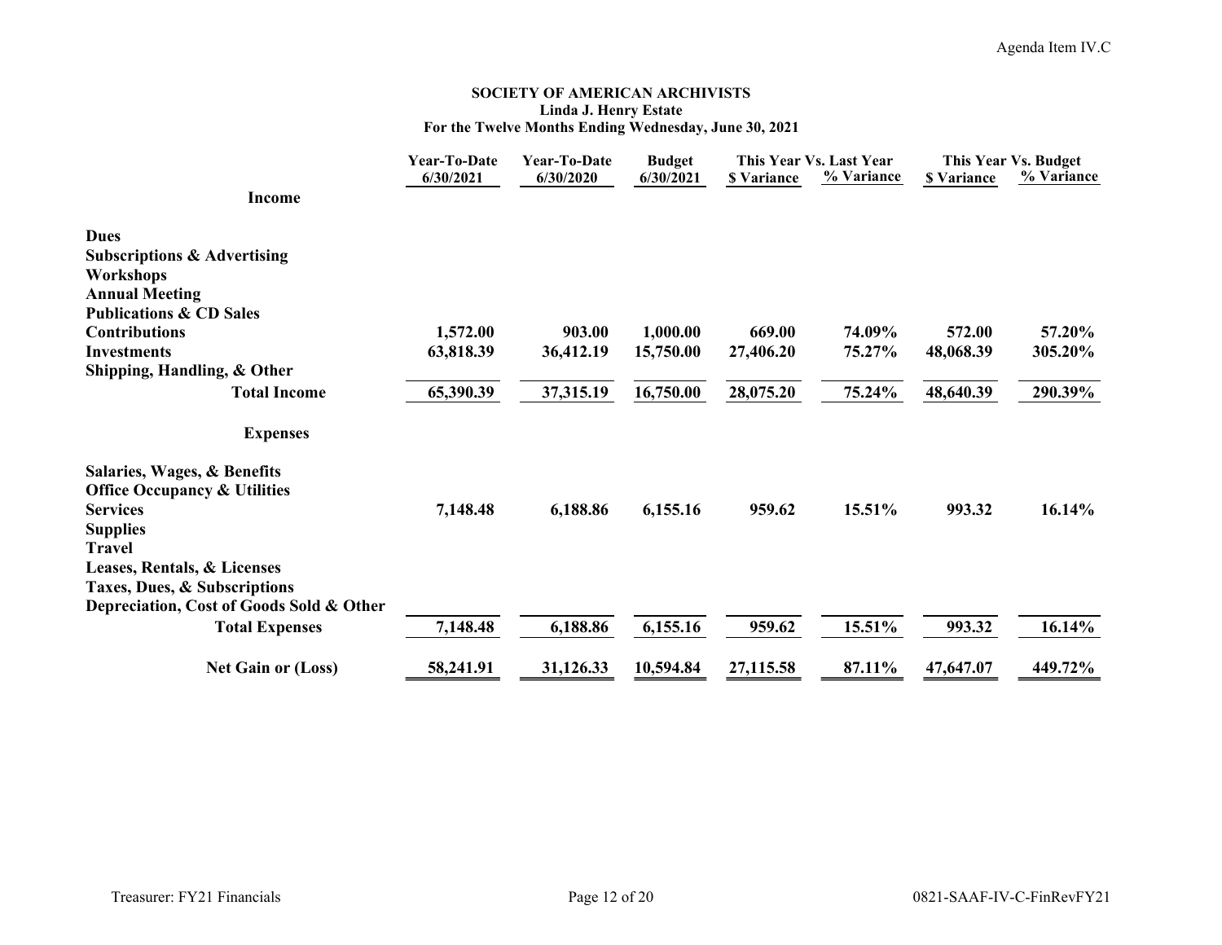"Agenda Item IV.C" appears at the top right of the page.

# SOCIETY OF AMERICAN ARCHIVISTS
## Linda J. Henry Estate
### For the Twelve Months Ending Wednesday, June 30, 2021

| | Year-To-Date 6/30/2021 | Year-To-Date 6/30/2020 | Budget 6/30/2021 | This Year Vs. Last Year $ Variance | This Year Vs. Last Year % Variance | This Year Vs. Budget $ Variance | This Year Vs. Budget % Variance |
|---|---|---|---|---|---|---|---|
| **Income** | | | | | | | |
| **Dues** | | | | | | | |
| **Subscriptions & Advertising** | | | | | | | |
| **Workshops** | | | | | | | |
| **Annual Meeting** | | | | | | | |
| **Publications & CD Sales** | | | | | | | |
| **Contributions** | 1,572.00 | 903.00 | 1,000.00 | 669.00 | 74.09% | 572.00 | 57.20% |
| **Investments** | 63,818.39 | 36,412.19 | 15,750.00 | 27,406.20 | 75.27% | 48,068.39 | 305.20% |
| **Shipping, Handling, & Other** | | | | | | | |
| **Total Income** | 65,390.39 | 37,315.19 | 16,750.00 | 28,075.20 | 75.24% | 48,640.39 | 290.39% |
| **Expenses** | | | | | | | |
| **Salaries, Wages, & Benefits** | | | | | | | |
| **Office Occupancy & Utilities** | | | | | | | |
| **Services** | 7,148.48 | 6,188.86 | 6,155.16 | 959.62 | 15.51% | 993.32 | 16.14% |
| **Supplies** | | | | | | | |
| **Travel** | | | | | | | |
| **Leases, Rentals, & Licenses** | | | | | | | |
| **Taxes, Dues, & Subscriptions** | | | | | | | |
| **Depreciation, Cost of Goods Sold & Other** | | | | | | | |
| **Total Expenses** | 7,148.48 | 6,188.86 | 6,155.16 | 959.62 | 15.51% | 993.32 | 16.14% |
| **Net Gain or (Loss)** | 58,241.91 | 31,126.33 | 10,594.84 | 27,115.58 | 87.11% | 47,647.07 | 449.72% |

Treasurer: FY21 Financials — 0821-SAAF-IV-C-FinRevFY21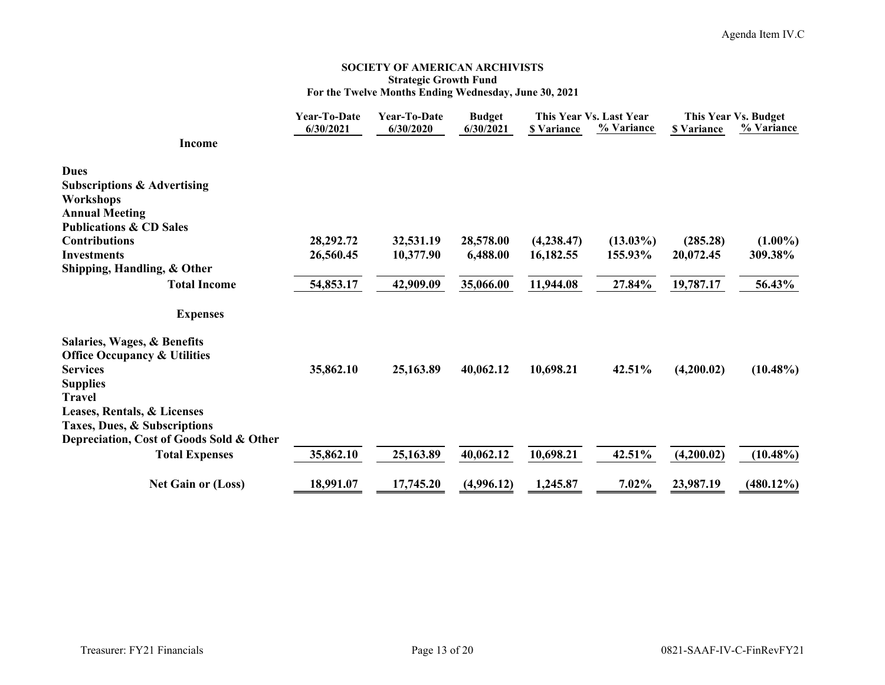Agenda Item IV.C

**SOCIETY OF AMERICAN ARCHIVISTS**
**Strategic Growth Fund**
**For the Twelve Months Ending Wednesday, June 30, 2021**

| | Year-To-Date 6/30/2021 | Year-To-Date 6/30/2020 | Budget 6/30/2021 | This Year Vs. Last Year | | This Year Vs. Budget | |
|---|---|---|---|---|---|---|---|
| | | | | $ Variance | % Variance | $ Variance | % Variance |
| **Income** | | | | | | | |
| **Dues** | | | | | | | |
| **Subscriptions & Advertising** | | | | | | | |
| **Workshops** | | | | | | | |
| **Annual Meeting** | | | | | | | |
| **Publications & CD Sales** | | | | | | | |
| **Contributions** | 28,292.72 | 32,531.19 | 28,578.00 | (4,238.47) | (13.03%) | (285.28) | (1.00%) |
| **Investments** | 26,560.45 | 10,377.90 | 6,488.00 | 16,182.55 | 155.93% | 20,072.45 | 309.38% |
| **Shipping, Handling, & Other** | | | | | | | |
| **Total Income** | 54,853.17 | 42,909.09 | 35,066.00 | 11,944.08 | 27.84% | 19,787.17 | 56.43% |
| **Expenses** | | | | | | | |
| **Salaries, Wages, & Benefits** | | | | | | | |
| **Office Occupancy & Utilities** | | | | | | | |
| **Services** | 35,862.10 | 25,163.89 | 40,062.12 | 10,698.21 | 42.51% | (4,200.02) | (10.48%) |
| **Supplies** | | | | | | | |
| **Travel** | | | | | | | |
| **Leases, Rentals, & Licenses** | | | | | | | |
| **Taxes, Dues, & Subscriptions** | | | | | | | |
| **Depreciation, Cost of Goods Sold & Other** | | | | | | | |
| **Total Expenses** | 35,862.10 | 25,163.89 | 40,062.12 | 10,698.21 | 42.51% | (4,200.02) | (10.48%) |
| **Net Gain or (Loss)** | 18,991.07 | 17,745.20 | (4,996.12) | 1,245.87 | 7.02% | 23,987.19 | (480.12%) |

Treasurer: FY21 Financials

0821-SAAF-IV-C-FinRevFY21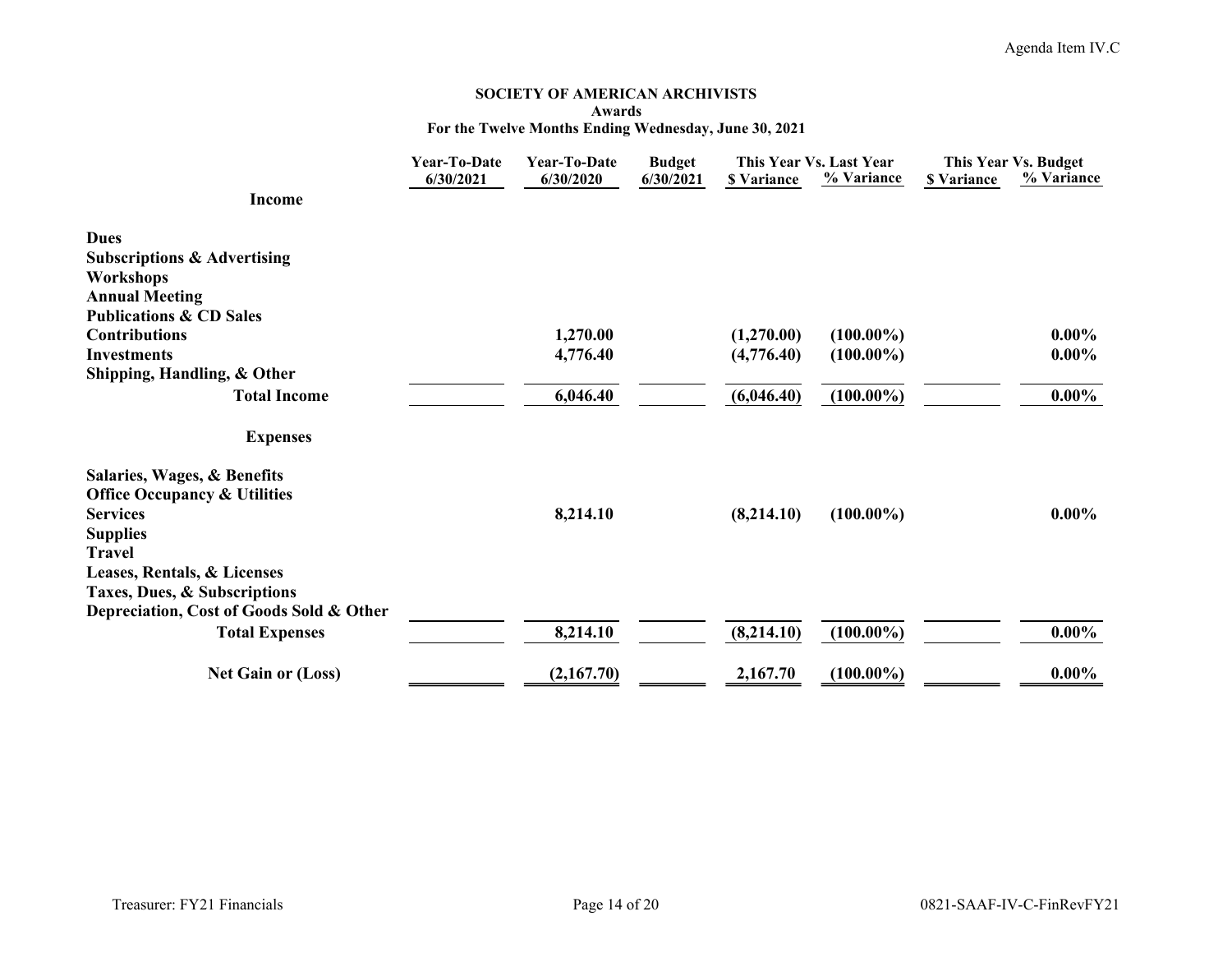**SOCIETY OF AMERICAN ARCHIVISTS**
**Awards**
**For the Twelve Months Ending Wednesday, June 30, 2021**

| | Year-To-Date 6/30/2021 | Year-To-Date 6/30/2020 | Budget 6/30/2021 | This Year Vs. Last Year | | This Year Vs. Budget | |
|---|---|---|---|---|---|---|---|
| | | | | $ Variance | % Variance | $ Variance | % Variance |
| **Income** | | | | | | | |
| **Dues** | | | | | | | |
| **Subscriptions & Advertising** | | | | | | | |
| **Workshops** | | | | | | | |
| **Annual Meeting** | | | | | | | |
| **Publications & CD Sales** | | | | | | | |
| **Contributions** | | 1,270.00 | | (1,270.00) | (100.00%) | | 0.00% |
| **Investments** | | 4,776.40 | | (4,776.40) | (100.00%) | | 0.00% |
| **Shipping, Handling, & Other** | | | | | | | |
| **Total Income** | | 6,046.40 | | (6,046.40) | (100.00%) | | 0.00% |
| **Expenses** | | | | | | | |
| **Salaries, Wages, & Benefits** | | | | | | | |
| **Office Occupancy & Utilities** | | | | | | | |
| **Services** | | 8,214.10 | | (8,214.10) | (100.00%) | | 0.00% |
| **Supplies** | | | | | | | |
| **Travel** | | | | | | | |
| **Leases, Rentals, & Licenses** | | | | | | | |
| **Taxes, Dues, & Subscriptions** | | | | | | | |
| **Depreciation, Cost of Goods Sold & Other** | | | | | | | |
| **Total Expenses** | | 8,214.10 | | (8,214.10) | (100.00%) | | 0.00% |
| **Net Gain or (Loss)** | | (2,167.70) | | 2,167.70 | (100.00%) | | 0.00% |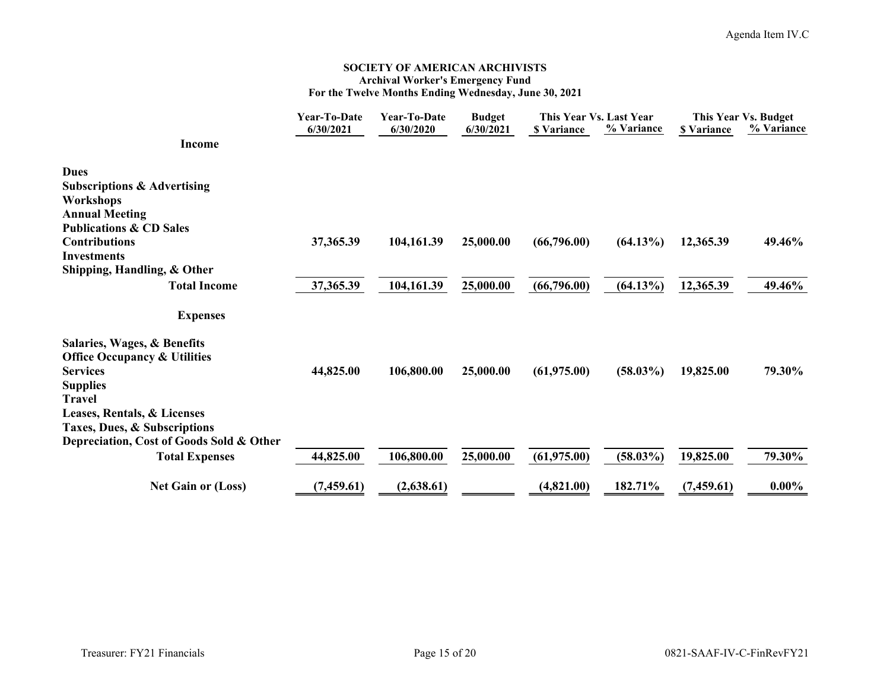Agenda Item IV.C

**SOCIETY OF AMERICAN ARCHIVISTS**
**Archival Worker's Emergency Fund**
**For the Twelve Months Ending Wednesday, June 30, 2021**

| | Year-To-Date 6/30/2021 | Year-To-Date 6/30/2020 | Budget 6/30/2021 | This Year Vs. Last Year $ Variance | This Year Vs. Last Year % Variance | This Year Vs. Budget $ Variance | This Year Vs. Budget % Variance |
|---|---|---|---|---|---|---|---|
| **Income** | | | | | | | |
| **Dues** | | | | | | | |
| **Subscriptions & Advertising** | | | | | | | |
| **Workshops** | | | | | | | |
| **Annual Meeting** | | | | | | | |
| **Publications & CD Sales** | | | | | | | |
| **Contributions** | 37,365.39 | 104,161.39 | 25,000.00 | (66,796.00) | (64.13%) | 12,365.39 | 49.46% |
| **Investments** | | | | | | | |
| **Shipping, Handling, & Other** | | | | | | | |
| **Total Income** | 37,365.39 | 104,161.39 | 25,000.00 | (66,796.00) | (64.13%) | 12,365.39 | 49.46% |
| **Expenses** | | | | | | | |
| **Salaries, Wages, & Benefits** | | | | | | | |
| **Office Occupancy & Utilities** | | | | | | | |
| **Services** | 44,825.00 | 106,800.00 | 25,000.00 | (61,975.00) | (58.03%) | 19,825.00 | 79.30% |
| **Supplies** | | | | | | | |
| **Travel** | | | | | | | |
| **Leases, Rentals, & Licenses** | | | | | | | |
| **Taxes, Dues, & Subscriptions** | | | | | | | |
| **Depreciation, Cost of Goods Sold & Other** | | | | | | | |
| **Total Expenses** | 44,825.00 | 106,800.00 | 25,000.00 | (61,975.00) | (58.03%) | 19,825.00 | 79.30% |
| **Net Gain or (Loss)** | (7,459.61) | (2,638.61) | | (4,821.00) | 182.71% | (7,459.61) | 0.00% |

Treasurer: FY21 Financials

0821-SAAF-IV-C-FinRevFY21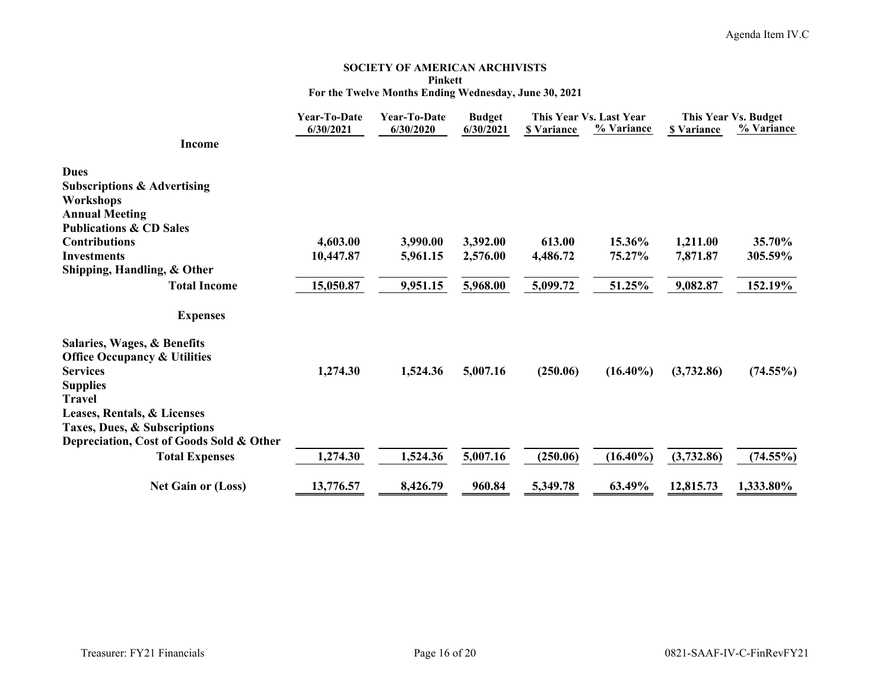Agenda Item IV.C

**SOCIETY OF AMERICAN ARCHIVISTS**
**Pinkett**
**For the Twelve Months Ending Wednesday, June 30, 2021**

| | Year-To-Date 6/30/2021 | Year-To-Date 6/30/2020 | Budget 6/30/2021 | This Year Vs. Last Year $ Variance | This Year Vs. Last Year % Variance | This Year Vs. Budget $ Variance | This Year Vs. Budget % Variance |
|---|---|---|---|---|---|---|---|
| **Income** | | | | | | | |
| **Dues** | | | | | | | |
| **Subscriptions & Advertising** | | | | | | | |
| **Workshops** | | | | | | | |
| **Annual Meeting** | | | | | | | |
| **Publications & CD Sales** | | | | | | | |
| **Contributions** | 4,603.00 | 3,990.00 | 3,392.00 | 613.00 | 15.36% | 1,211.00 | 35.70% |
| **Investments** | 10,447.87 | 5,961.15 | 2,576.00 | 4,486.72 | 75.27% | 7,871.87 | 305.59% |
| **Shipping, Handling, & Other** | | | | | | | |
| **Total Income** | 15,050.87 | 9,951.15 | 5,968.00 | 5,099.72 | 51.25% | 9,082.87 | 152.19% |
| **Expenses** | | | | | | | |
| **Salaries, Wages, & Benefits** | | | | | | | |
| **Office Occupancy & Utilities** | | | | | | | |
| **Services** | 1,274.30 | 1,524.36 | 5,007.16 | (250.06) | (16.40%) | (3,732.86) | (74.55%) |
| **Supplies** | | | | | | | |
| **Travel** | | | | | | | |
| **Leases, Rentals, & Licenses** | | | | | | | |
| **Taxes, Dues, & Subscriptions** | | | | | | | |
| **Depreciation, Cost of Goods Sold & Other** | | | | | | | |
| **Total Expenses** | 1,274.30 | 1,524.36 | 5,007.16 | (250.06) | (16.40%) | (3,732.86) | (74.55%) |
| **Net Gain or (Loss)** | 13,776.57 | 8,426.79 | 960.84 | 5,349.78 | 63.49% | 12,815.73 | 1,333.80% |

Treasurer: FY21 Financials

0821-SAAF-IV-C-FinRevFY21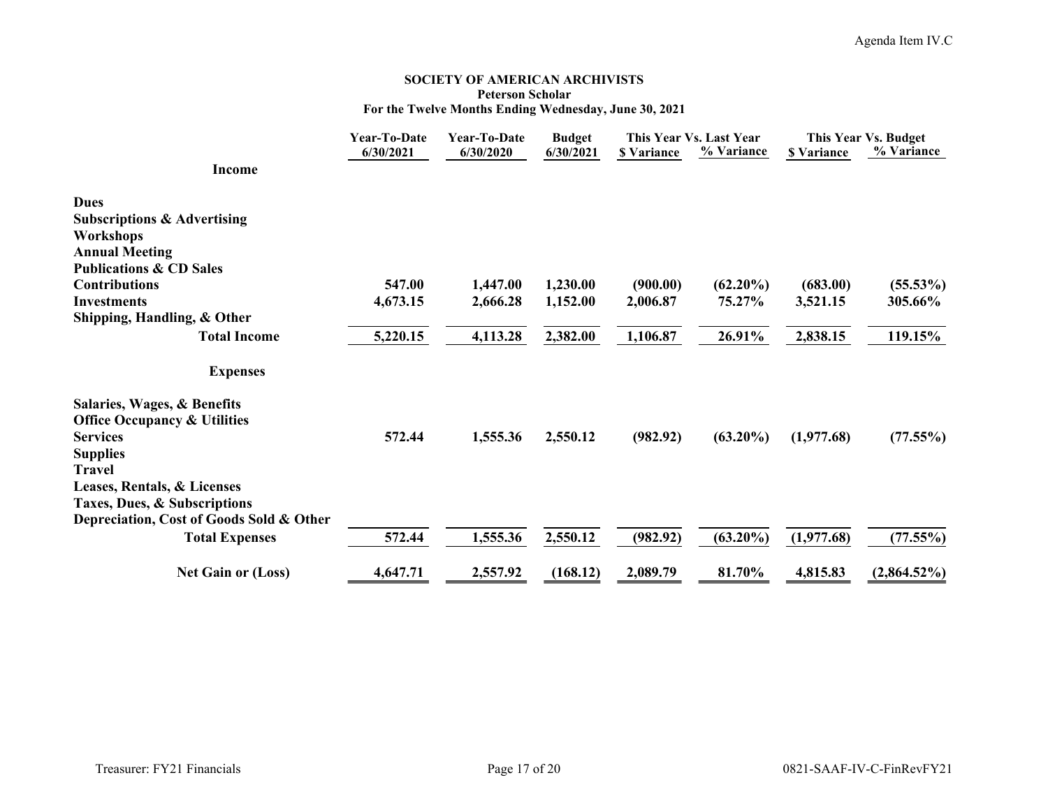Agenda Item IV.C

**SOCIETY OF AMERICAN ARCHIVISTS**
**Peterson Scholar**
**For the Twelve Months Ending Wednesday, June 30, 2021**

| | Year-To-Date 6/30/2021 | Year-To-Date 6/30/2020 | Budget 6/30/2021 | This Year Vs. Last Year $ Variance | % Variance | This Year Vs. Budget $ Variance | % Variance |
|---|---|---|---|---|---|---|---|
| **Income** | | | | | | | |
| **Dues** | | | | | | | |
| **Subscriptions & Advertising** | | | | | | | |
| **Workshops** | | | | | | | |
| **Annual Meeting** | | | | | | | |
| **Publications & CD Sales** | | | | | | | |
| **Contributions** | **547.00** | **1,447.00** | **1,230.00** | **(900.00)** | **(62.20%)** | **(683.00)** | **(55.53%)** |
| **Investments** | **4,673.15** | **2,666.28** | **1,152.00** | **2,006.87** | **75.27%** | **3,521.15** | **305.66%** |
| **Shipping, Handling, & Other** | | | | | | | |
| **Total Income** | **5,220.15** | **4,113.28** | **2,382.00** | **1,106.87** | **26.91%** | **2,838.15** | **119.15%** |
| **Expenses** | | | | | | | |
| **Salaries, Wages, & Benefits** | | | | | | | |
| **Office Occupancy & Utilities** | | | | | | | |
| **Services** | **572.44** | **1,555.36** | **2,550.12** | **(982.92)** | **(63.20%)** | **(1,977.68)** | **(77.55%)** |
| **Supplies** | | | | | | | |
| **Travel** | | | | | | | |
| **Leases, Rentals, & Licenses** | | | | | | | |
| **Taxes, Dues, & Subscriptions** | | | | | | | |
| **Depreciation, Cost of Goods Sold & Other** | | | | | | | |
| **Total Expenses** | **572.44** | **1,555.36** | **2,550.12** | **(982.92)** | **(63.20%)** | **(1,977.68)** | **(77.55%)** |
| **Net Gain or (Loss)** | **4,647.71** | **2,557.92** | **(168.12)** | **2,089.79** | **81.70%** | **4,815.83** | **(2,864.52%)** |

Treasurer: FY21 Financials

0821-SAAF-IV-C-FinRevFY21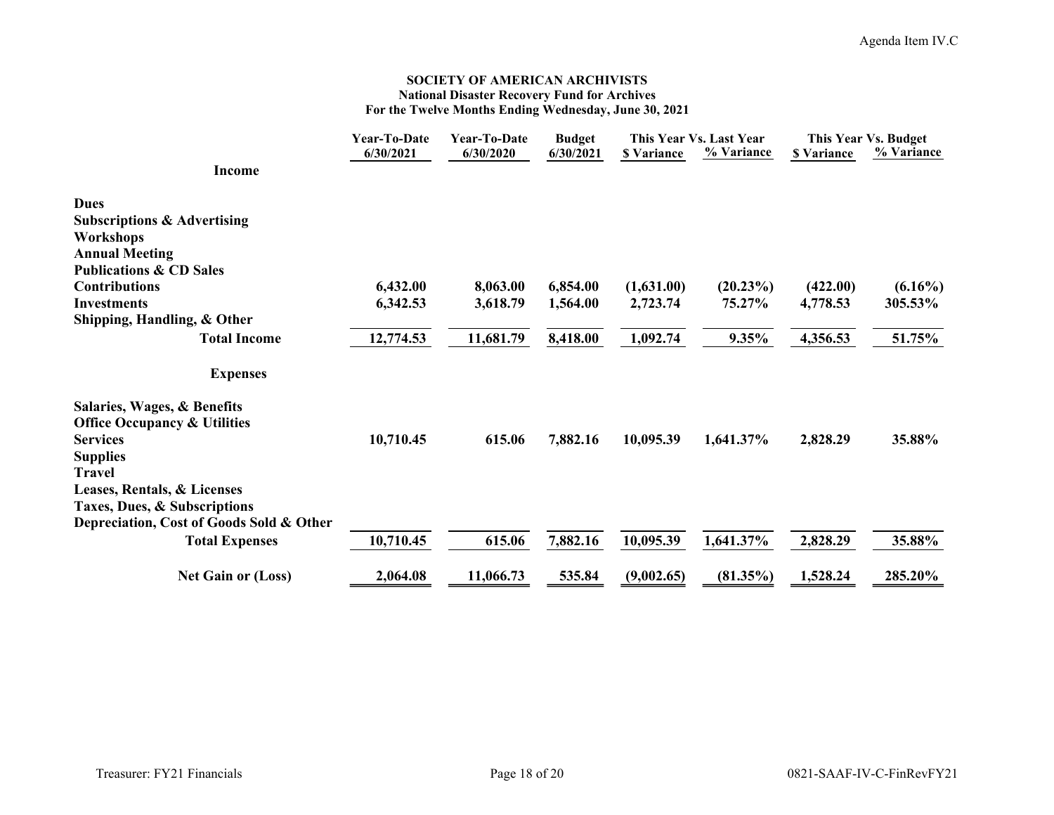Agenda Item IV.C

**SOCIETY OF AMERICAN ARCHIVISTS**
**National Disaster Recovery Fund for Archives**
**For the Twelve Months Ending Wednesday, June 30, 2021**

| | Year-To-Date 6/30/2021 | Year-To-Date 6/30/2020 | Budget 6/30/2021 | This Year Vs. Last Year | | This Year Vs. Budget | |
|---|---|---|---|---|---|---|---|
| | | | | $ Variance | % Variance | $ Variance | % Variance |
| **Income** | | | | | | | |
| **Dues** | | | | | | | |
| **Subscriptions & Advertising** | | | | | | | |
| **Workshops** | | | | | | | |
| **Annual Meeting** | | | | | | | |
| **Publications & CD Sales** | | | | | | | |
| **Contributions** | 6,432.00 | 8,063.00 | 6,854.00 | (1,631.00) | (20.23%) | (422.00) | (6.16%) |
| **Investments** | 6,342.53 | 3,618.79 | 1,564.00 | 2,723.74 | 75.27% | 4,778.53 | 305.53% |
| **Shipping, Handling, & Other** | | | | | | | |
| **Total Income** | 12,774.53 | 11,681.79 | 8,418.00 | 1,092.74 | 9.35% | 4,356.53 | 51.75% |
| **Expenses** | | | | | | | |
| **Salaries, Wages, & Benefits** | | | | | | | |
| **Office Occupancy & Utilities** | | | | | | | |
| **Services** | 10,710.45 | 615.06 | 7,882.16 | 10,095.39 | 1,641.37% | 2,828.29 | 35.88% |
| **Supplies** | | | | | | | |
| **Travel** | | | | | | | |
| **Leases, Rentals, & Licenses** | | | | | | | |
| **Taxes, Dues, & Subscriptions** | | | | | | | |
| **Depreciation, Cost of Goods Sold & Other** | | | | | | | |
| **Total Expenses** | 10,710.45 | 615.06 | 7,882.16 | 10,095.39 | 1,641.37% | 2,828.29 | 35.88% |
| **Net Gain or (Loss)** | 2,064.08 | 11,066.73 | 535.84 | (9,002.65) | (81.35%) | 1,528.24 | 285.20% |

Treasurer: FY21 Financials

0821-SAAF-IV-C-FinRevFY21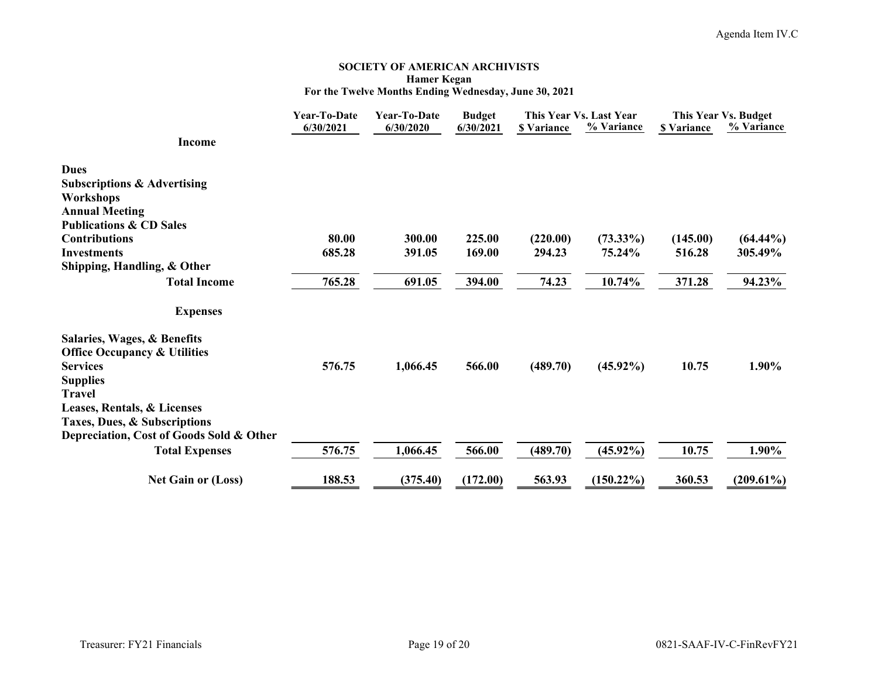Agenda Item IV.C

**SOCIETY OF AMERICAN ARCHIVISTS**
**Hamer Kegan**
**For the Twelve Months Ending Wednesday, June 30, 2021**

| | Year-To-Date 6/30/2021 | Year-To-Date 6/30/2020 | Budget 6/30/2021 | This Year Vs. Last Year $ Variance | This Year Vs. Last Year % Variance | This Year Vs. Budget $ Variance | This Year Vs. Budget % Variance |
|---|---|---|---|---|---|---|---|
| **Income** | | | | | | | |
| **Dues** | | | | | | | |
| **Subscriptions & Advertising** | | | | | | | |
| **Workshops** | | | | | | | |
| **Annual Meeting** | | | | | | | |
| **Publications & CD Sales** | | | | | | | |
| **Contributions** | 80.00 | 300.00 | 225.00 | (220.00) | (73.33%) | (145.00) | (64.44%) |
| **Investments** | 685.28 | 391.05 | 169.00 | 294.23 | 75.24% | 516.28 | 305.49% |
| **Shipping, Handling, & Other** | | | | | | | |
| **Total Income** | 765.28 | 691.05 | 394.00 | 74.23 | 10.74% | 371.28 | 94.23% |
| **Expenses** | | | | | | | |
| **Salaries, Wages, & Benefits** | | | | | | | |
| **Office Occupancy & Utilities** | | | | | | | |
| **Services** | 576.75 | 1,066.45 | 566.00 | (489.70) | (45.92%) | 10.75 | 1.90% |
| **Supplies** | | | | | | | |
| **Travel** | | | | | | | |
| **Leases, Rentals, & Licenses** | | | | | | | |
| **Taxes, Dues, & Subscriptions** | | | | | | | |
| **Depreciation, Cost of Goods Sold & Other** | | | | | | | |
| **Total Expenses** | 576.75 | 1,066.45 | 566.00 | (489.70) | (45.92%) | 10.75 | 1.90% |
| **Net Gain or (Loss)** | 188.53 | (375.40) | (172.00) | 563.93 | (150.22%) | 360.53 | (209.61%) |

Treasurer: FY21 Financials

0821-SAAF-IV-C-FinRevFY21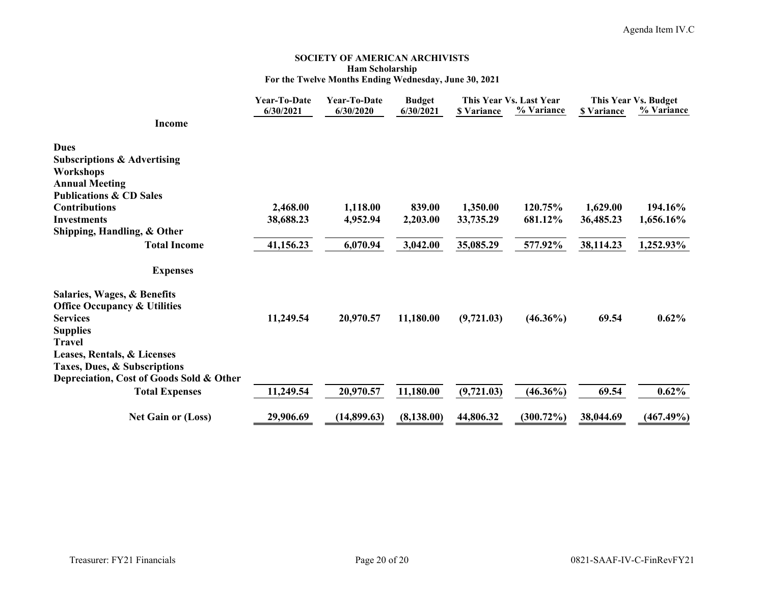Agenda Item IV.C

**SOCIETY OF AMERICAN ARCHIVISTS**
**Ham Scholarship**
**For the Twelve Months Ending Wednesday, June 30, 2021**

| | Year-To-Date 6/30/2021 | Year-To-Date 6/30/2020 | Budget 6/30/2021 | This Year Vs. Last Year | | This Year Vs. Budget | |
|---|---|---|---|---|---|---|---|
| | | | | $ Variance | % Variance | $ Variance | % Variance |
| **Income** | | | | | | | |
| **Dues** | | | | | | | |
| **Subscriptions & Advertising** | | | | | | | |
| **Workshops** | | | | | | | |
| **Annual Meeting** | | | | | | | |
| **Publications & CD Sales** | | | | | | | |
| **Contributions** | 2,468.00 | 1,118.00 | 839.00 | 1,350.00 | 120.75% | 1,629.00 | 194.16% |
| **Investments** | 38,688.23 | 4,952.94 | 2,203.00 | 33,735.29 | 681.12% | 36,485.23 | 1,656.16% |
| **Shipping, Handling, & Other** | | | | | | | |
| **Total Income** | 41,156.23 | 6,070.94 | 3,042.00 | 35,085.29 | 577.92% | 38,114.23 | 1,252.93% |
| **Expenses** | | | | | | | |
| **Salaries, Wages, & Benefits** | | | | | | | |
| **Office Occupancy & Utilities** | | | | | | | |
| **Services** | 11,249.54 | 20,970.57 | 11,180.00 | (9,721.03) | (46.36%) | 69.54 | 0.62% |
| **Supplies** | | | | | | | |
| **Travel** | | | | | | | |
| **Leases, Rentals, & Licenses** | | | | | | | |
| **Taxes, Dues, & Subscriptions** | | | | | | | |
| **Depreciation, Cost of Goods Sold & Other** | | | | | | | |
| **Total Expenses** | 11,249.54 | 20,970.57 | 11,180.00 | (9,721.03) | (46.36%) | 69.54 | 0.62% |
| **Net Gain or (Loss)** | 29,906.69 | (14,899.63) | (8,138.00) | 44,806.32 | (300.72%) | 38,044.69 | (467.49%) |

Treasurer: FY21 Financials

0821-SAAF-IV-C-FinRevFY21